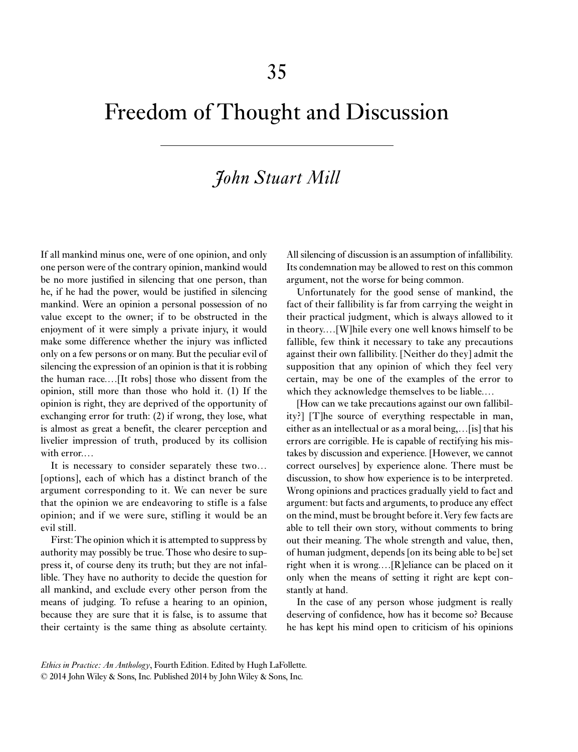# 35

# Freedom of Thought and Discussion

## *John Stuart Mill*

If all mankind minus one, were of one opinion, and only one person were of the contrary opinion, mankind would be no more justified in silencing that one person, than he, if he had the power, would be justified in silencing mankind. Were an opinion a personal possession of no value except to the owner; if to be obstructed in the enjoyment of it were simply a private injury, it would make some difference whether the injury was inflicted only on a few persons or on many. But the peculiar evil of silencing the expression of an opinion is that it is robbing the human race.…[It robs] those who dissent from the opinion, still more than those who hold it. (1) If the opinion is right, they are deprived of the opportunity of exchanging error for truth: (2) if wrong, they lose, what is almost as great a benefit, the clearer perception and livelier impression of truth, produced by its collision with error.…

It is necessary to consider separately these two…[options], each of which has a distinct branch of the argument corresponding to it. We can never be sure that the opinion we are endeavoring to stifle is a false opinion; and if we were sure, stifling it would be an evil still.

First: The opinion which it is attempted to suppress by authority may possibly be true. Those who desire to suppress it, of course deny its truth; but they are not infallible. They have no authority to decide the question for all mankind, and exclude every other person from the means of judging. To refuse a hearing to an opinion, because they are sure that it is false, is to assume that their certainty is the same thing as absolute certainty. All silencing of discussion is an assumption of infallibility. Its condemnation may be allowed to rest on this common argument, not the worse for being common.

Unfortunately for the good sense of mankind, the fact of their fallibility is far from carrying the weight in their practical judgment, which is always allowed to it in theory.…[W]hile every one well knows himself to be fallible, few think it necessary to take any precautions against their own fallibility. [Neither do they] admit the supposition that any opinion of which they feel very certain, may be one of the examples of the error to which they acknowledge themselves to be liable.…

[How can we take precautions against our own fallibility?] [T]he source of everything respectable in man, either as an intellectual or as a moral being,…[is] that his errors are corrigible. He is capable of rectifying his mistakes by discussion and experience. [However, we cannot correct ourselves] by experience alone. There must be discussion, to show how experience is to be interpreted. Wrong opinions and practices gradually yield to fact and argument: but facts and arguments, to produce any effect on the mind, must be brought before it. Very few facts are able to tell their own story, without comments to bring out their meaning. The whole strength and value, then, of human judgment, depends [on its being able to be] set right when it is wrong.…[R]eliance can be placed on it only when the means of setting it right are kept constantly at hand.

In the case of any person whose judgment is really deserving of confidence, how has it become so? Because he has kept his mind open to criticism of his opinions

*Ethics in Practice: An Anthology*, Fourth Edition. Edited by Hugh LaFollette.
© 2014 John Wiley & Sons, Inc. Published 2014 by John Wiley & Sons, Inc.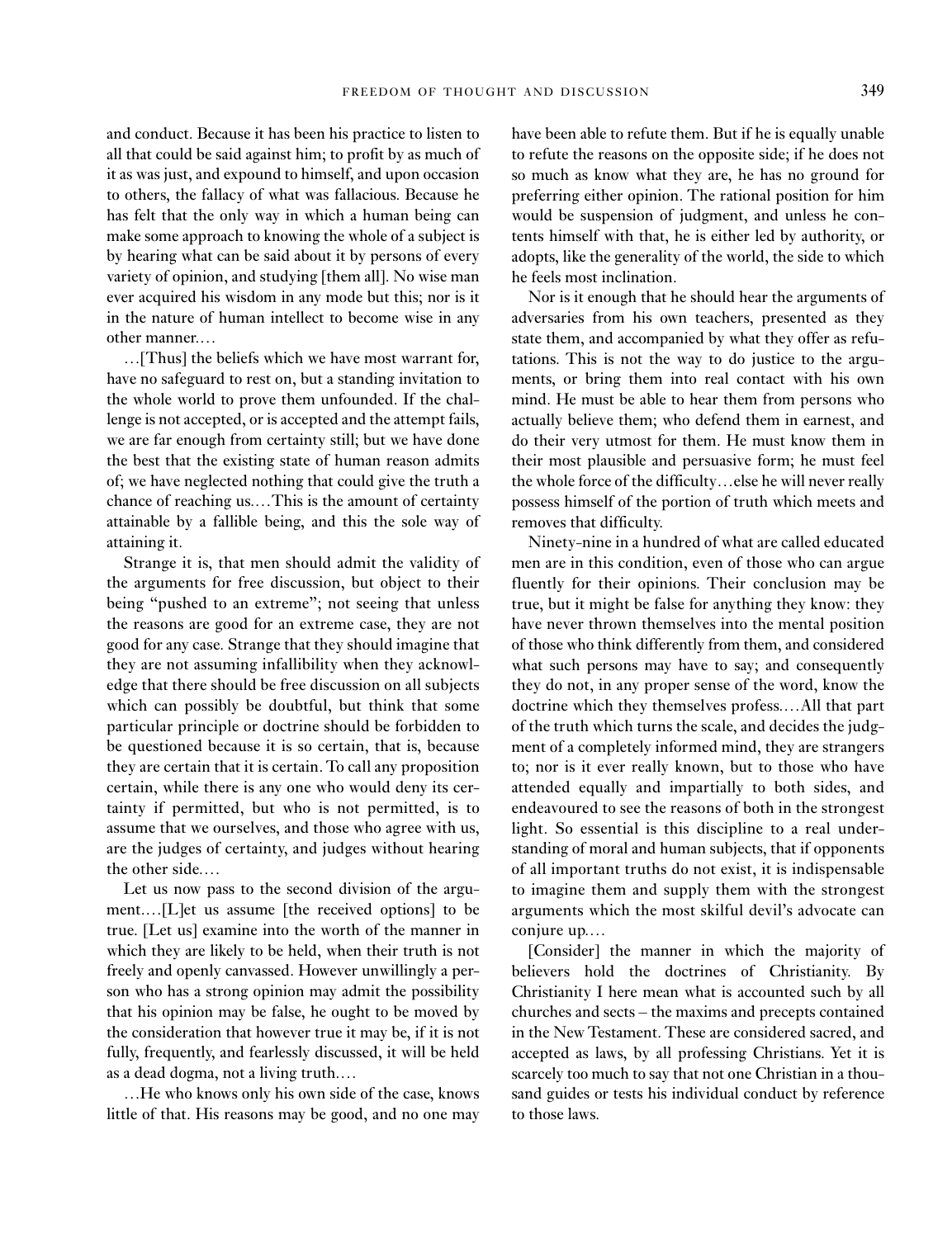and conduct. Because it has been his practice to listen to all that could be said against him; to profit by as much of it as was just, and expound to himself, and upon occasion to others, the fallacy of what was fallacious. Because he has felt that the only way in which a human being can make some approach to knowing the whole of a subject is by hearing what can be said about it by persons of every variety of opinion, and studying [them all]. No wise man ever acquired his wisdom in any mode but this; nor is it in the nature of human intellect to become wise in any other manner.…

…[Thus] the beliefs which we have most warrant for, have no safeguard to rest on, but a standing invitation to the whole world to prove them unfounded. If the challenge is not accepted, or is accepted and the attempt fails, we are far enough from certainty still; but we have done the best that the existing state of human reason admits of; we have neglected nothing that could give the truth a chance of reaching us.…This is the amount of certainty attainable by a fallible being, and this the sole way of attaining it.

Strange it is, that men should admit the validity of the arguments for free discussion, but object to their being "pushed to an extreme"; not seeing that unless the reasons are good for an extreme case, they are not good for any case. Strange that they should imagine that they are not assuming infallibility when they acknowledge that there should be free discussion on all subjects which can possibly be doubtful, but think that some particular principle or doctrine should be forbidden to be questioned because it is so certain, that is, because they are certain that it is certain. To call any proposition certain, while there is any one who would deny its certainty if permitted, but who is not permitted, is to assume that we ourselves, and those who agree with us, are the judges of certainty, and judges without hearing the other side.…

Let us now pass to the second division of the argument.…[L]et us assume [the received options] to be true. [Let us] examine into the worth of the manner in which they are likely to be held, when their truth is not freely and openly canvassed. However unwillingly a person who has a strong opinion may admit the possibility that his opinion may be false, he ought to be moved by the consideration that however true it may be, if it is not fully, frequently, and fearlessly discussed, it will be held as a dead dogma, not a living truth.…

…He who knows only his own side of the case, knows little of that. His reasons may be good, and no one may have been able to refute them. But if he is equally unable to refute the reasons on the opposite side; if he does not so much as know what they are, he has no ground for preferring either opinion. The rational position for him would be suspension of judgment, and unless he contents himself with that, he is either led by authority, or adopts, like the generality of the world, the side to which he feels most inclination.

Nor is it enough that he should hear the arguments of adversaries from his own teachers, presented as they state them, and accompanied by what they offer as refutations. This is not the way to do justice to the arguments, or bring them into real contact with his own mind. He must be able to hear them from persons who actually believe them; who defend them in earnest, and do their very utmost for them. He must know them in their most plausible and persuasive form; he must feel the whole force of the difficulty…else he will never really possess himself of the portion of truth which meets and removes that difficulty.

Ninety-nine in a hundred of what are called educated men are in this condition, even of those who can argue fluently for their opinions. Their conclusion may be true, but it might be false for anything they know: they have never thrown themselves into the mental position of those who think differently from them, and considered what such persons may have to say; and consequently they do not, in any proper sense of the word, know the doctrine which they themselves profess.…All that part of the truth which turns the scale, and decides the judgment of a completely informed mind, they are strangers to; nor is it ever really known, but to those who have attended equally and impartially to both sides, and endeavoured to see the reasons of both in the strongest light. So essential is this discipline to a real understanding of moral and human subjects, that if opponents of all important truths do not exist, it is indispensable to imagine them and supply them with the strongest arguments which the most skilful devil's advocate can conjure up.…

[Consider] the manner in which the majority of believers hold the doctrines of Christianity. By Christianity I here mean what is accounted such by all churches and sects – the maxims and precepts contained in the New Testament. These are considered sacred, and accepted as laws, by all professing Christians. Yet it is scarcely too much to say that not one Christian in a thousand guides or tests his individual conduct by reference to those laws.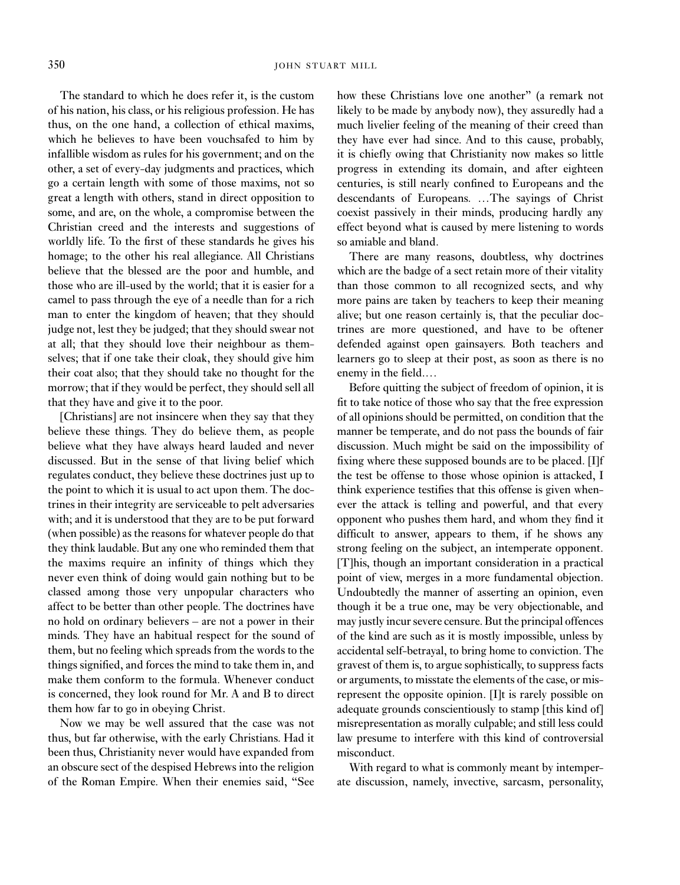The standard to which he does refer it, is the custom of his nation, his class, or his religious profession. He has thus, on the one hand, a collection of ethical maxims, which he believes to have been vouchsafed to him by infallible wisdom as rules for his government; and on the other, a set of every-day judgments and practices, which go a certain length with some of those maxims, not so great a length with others, stand in direct opposition to some, and are, on the whole, a compromise between the Christian creed and the interests and suggestions of worldly life. To the first of these standards he gives his homage; to the other his real allegiance. All Christians believe that the blessed are the poor and humble, and those who are ill-used by the world; that it is easier for a camel to pass through the eye of a needle than for a rich man to enter the kingdom of heaven; that they should judge not, lest they be judged; that they should swear not at all; that they should love their neighbour as themselves; that if one take their cloak, they should give him their coat also; that they should take no thought for the morrow; that if they would be perfect, they should sell all that they have and give it to the poor.

[Christians] are not insincere when they say that they believe these things. They do believe them, as people believe what they have always heard lauded and never discussed. But in the sense of that living belief which regulates conduct, they believe these doctrines just up to the point to which it is usual to act upon them. The doctrines in their integrity are serviceable to pelt adversaries with; and it is understood that they are to be put forward (when possible) as the reasons for whatever people do that they think laudable. But any one who reminded them that the maxims require an infinity of things which they never even think of doing would gain nothing but to be classed among those very unpopular characters who affect to be better than other people. The doctrines have no hold on ordinary believers – are not a power in their minds. They have an habitual respect for the sound of them, but no feeling which spreads from the words to the things signified, and forces the mind to take them in, and make them conform to the formula. Whenever conduct is concerned, they look round for Mr. A and B to direct them how far to go in obeying Christ.

Now we may be well assured that the case was not thus, but far otherwise, with the early Christians. Had it been thus, Christianity never would have expanded from an obscure sect of the despised Hebrews into the religion of the Roman Empire. When their enemies said, "See how these Christians love one another" (a remark not likely to be made by anybody now), they assuredly had a much livelier feeling of the meaning of their creed than they have ever had since. And to this cause, probably, it is chiefly owing that Christianity now makes so little progress in extending its domain, and after eighteen centuries, is still nearly confined to Europeans and the descendants of Europeans. …The sayings of Christ coexist passively in their minds, producing hardly any effect beyond what is caused by mere listening to words so amiable and bland.

There are many reasons, doubtless, why doctrines which are the badge of a sect retain more of their vitality than those common to all recognized sects, and why more pains are taken by teachers to keep their meaning alive; but one reason certainly is, that the peculiar doctrines are more questioned, and have to be oftener defended against open gainsayers. Both teachers and learners go to sleep at their post, as soon as there is no enemy in the field.…

Before quitting the subject of freedom of opinion, it is fit to take notice of those who say that the free expression of all opinions should be permitted, on condition that the manner be temperate, and do not pass the bounds of fair discussion. Much might be said on the impossibility of fixing where these supposed bounds are to be placed. [I]f the test be offense to those whose opinion is attacked, I think experience testifies that this offense is given whenever the attack is telling and powerful, and that every opponent who pushes them hard, and whom they find it difficult to answer, appears to them, if he shows any strong feeling on the subject, an intemperate opponent. [T]his, though an important consideration in a practical point of view, merges in a more fundamental objection. Undoubtedly the manner of asserting an opinion, even though it be a true one, may be very objectionable, and may justly incur severe censure. But the principal offences of the kind are such as it is mostly impossible, unless by accidental self-betrayal, to bring home to conviction. The gravest of them is, to argue sophistically, to suppress facts or arguments, to misstate the elements of the case, or misrepresent the opposite opinion. [I]t is rarely possible on adequate grounds conscientiously to stamp [this kind of] misrepresentation as morally culpable; and still less could law presume to interfere with this kind of controversial misconduct.

With regard to what is commonly meant by intemperate discussion, namely, invective, sarcasm, personality,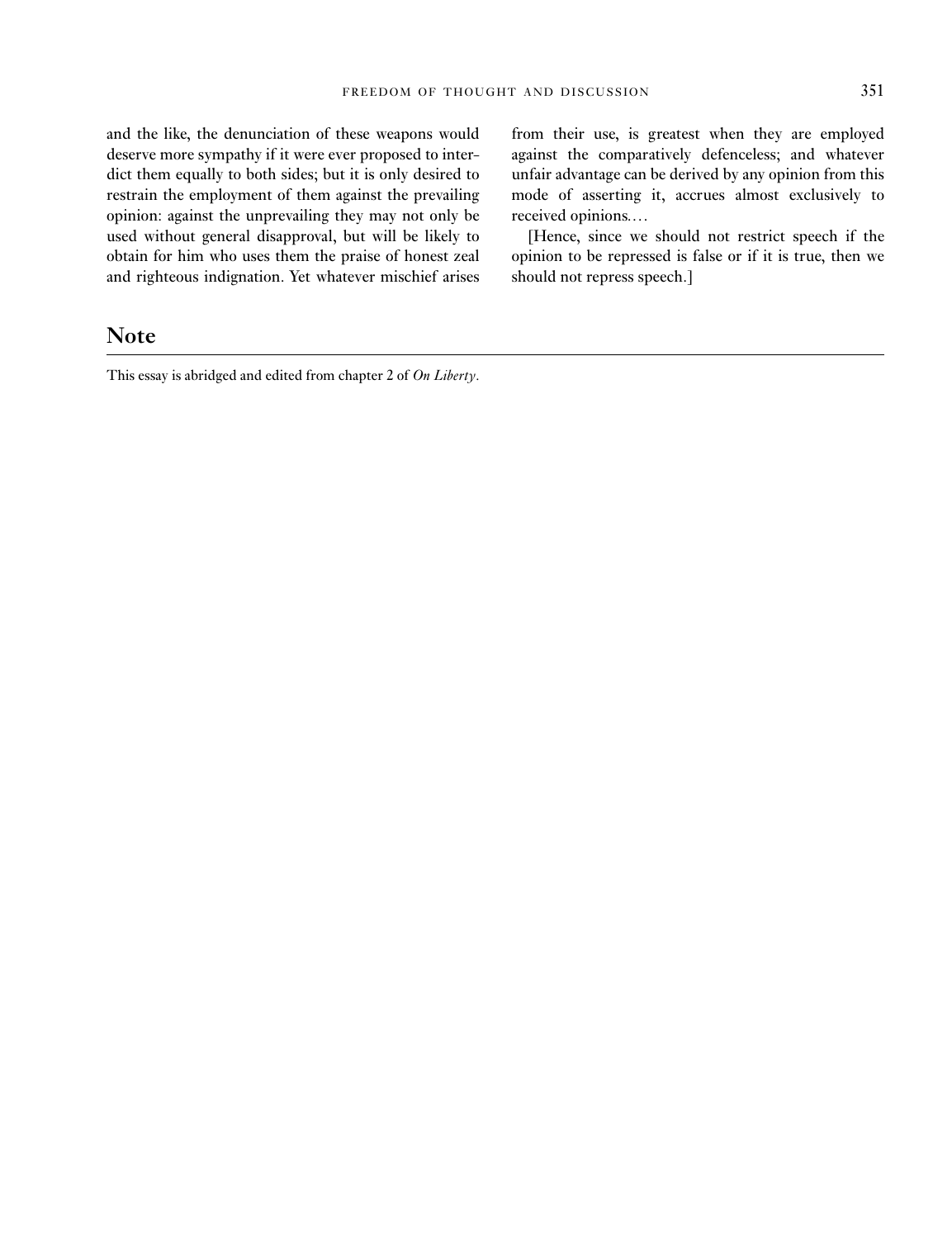and the like, the denunciation of these weapons would deserve more sympathy if it were ever proposed to interdict them equally to both sides; but it is only desired to restrain the employment of them against the prevailing opinion: against the unprevailing they may not only be used without general disapproval, but will be likely to obtain for him who uses them the praise of honest zeal and righteous indignation. Yet whatever mischief arises from their use, is greatest when they are employed against the comparatively defenceless; and whatever unfair advantage can be derived by any opinion from this mode of asserting it, accrues almost exclusively to received opinions. . . .

[Hence, since we should not restrict speech if the opinion to be repressed is false or if it is true, then we should not repress speech.]

## Note

This essay is abridged and edited from chapter 2 of *On Liberty*.